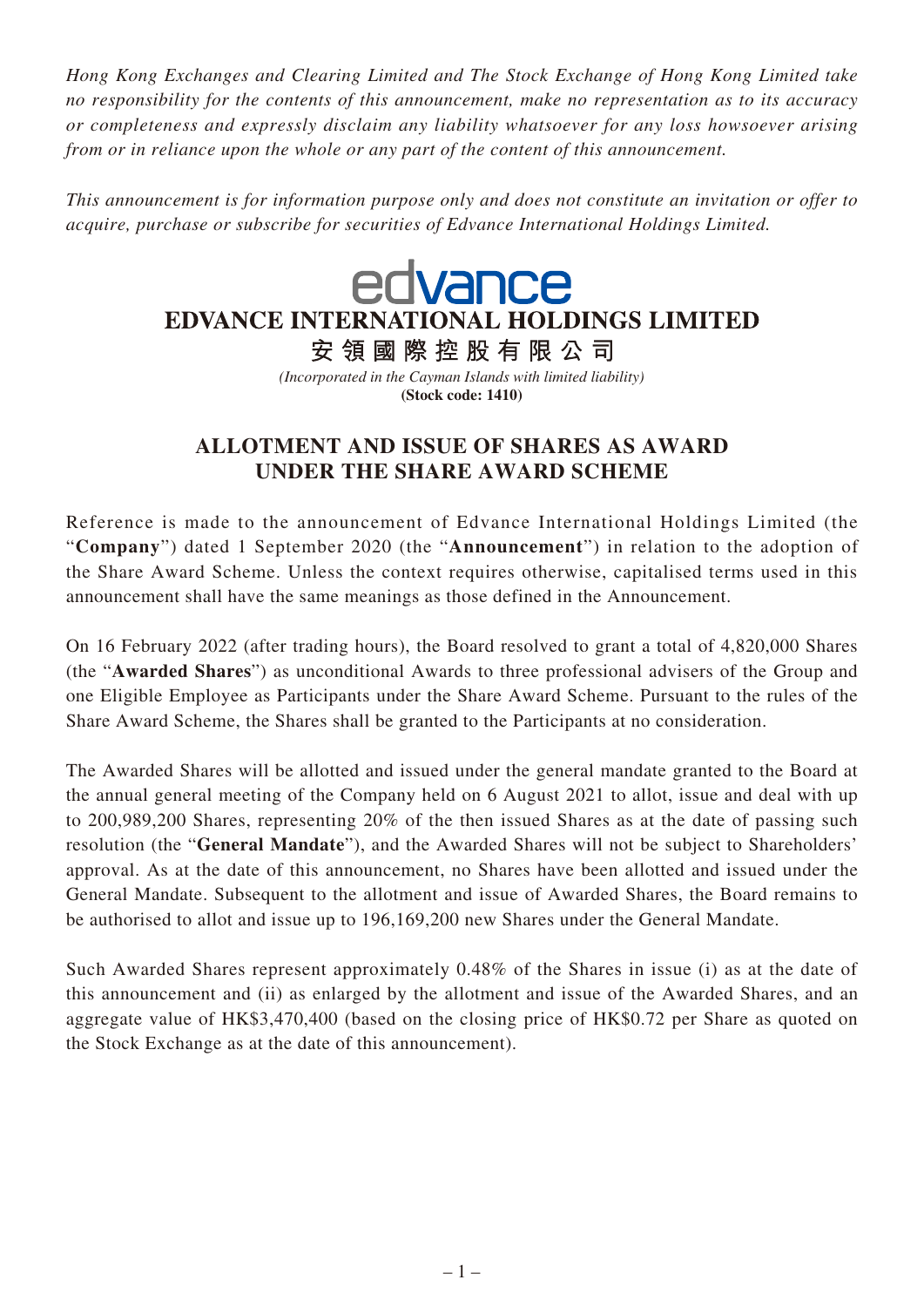*Hong Kong Exchanges and Clearing Limited and The Stock Exchange of Hong Kong Limited take no responsibility for the contents of this announcement, make no representation as to its accuracy or completeness and expressly disclaim any liability whatsoever for any loss howsoever arising from or in reliance upon the whole or any part of the content of this announcement.*

*This announcement is for information purpose only and does not constitute an invitation or offer to acquire, purchase or subscribe for securities of Edvance International Holdings Limited.*

edvance

# EDVANCE INTERNATIONAL HOLDINGS LIMITED

# 安領國際控股有限公司

*(Incorporated in the Cayman Islands with limited liability)*

**(Stock code: 1410)**

## ALLOTMENT AND ISSUE OF SHARES AS AWARD UNDER THE SHARE AWARD SCHEME

Reference is made to the announcement of Edvance International Holdings Limited (the "**Company**") dated 1 September 2020 (the "**Announcement**") in relation to the adoption of the Share Award Scheme. Unless the context requires otherwise, capitalised terms used in this announcement shall have the same meanings as those defined in the Announcement.

On 16 February 2022 (after trading hours), the Board resolved to grant a total of 4,820,000 Shares (the "**Awarded Shares**") as unconditional Awards to three professional advisers of the Group and one Eligible Employee as Participants under the Share Award Scheme. Pursuant to the rules of the Share Award Scheme, the Shares shall be granted to the Participants at no consideration.

The Awarded Shares will be allotted and issued under the general mandate granted to the Board at the annual general meeting of the Company held on 6 August 2021 to allot, issue and deal with up to 200,989,200 Shares, representing 20% of the then issued Shares as at the date of passing such resolution (the "**General Mandate**"), and the Awarded Shares will not be subject to Shareholders' approval. As at the date of this announcement, no Shares have been allotted and issued under the General Mandate. Subsequent to the allotment and issue of Awarded Shares, the Board remains to be authorised to allot and issue up to 196,169,200 new Shares under the General Mandate.

Such Awarded Shares represent approximately 0.48% of the Shares in issue (i) as at the date of this announcement and (ii) as enlarged by the allotment and issue of the Awarded Shares, and an aggregate value of HK$3,470,400 (based on the closing price of HK$0.72 per Share as quoted on the Stock Exchange as at the date of this announcement).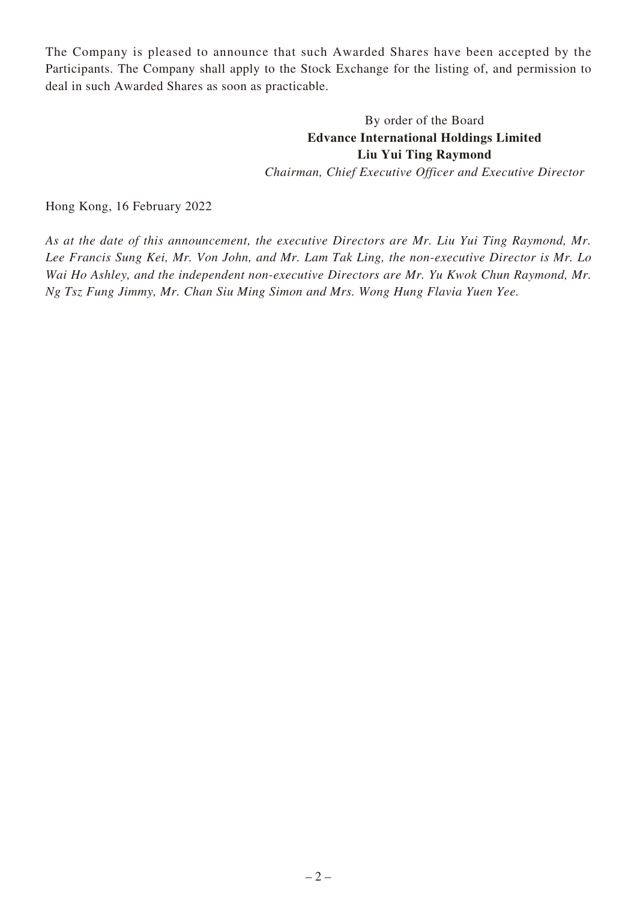The Company is pleased to announce that such Awarded Shares have been accepted by the Participants. The Company shall apply to the Stock Exchange for the listing of, and permission to deal in such Awarded Shares as soon as practicable.

By order of the Board
**Edvance International Holdings Limited**
**Liu Yui Ting Raymond**
*Chairman, Chief Executive Officer and Executive Director*

Hong Kong, 16 February 2022

*As at the date of this announcement, the executive Directors are Mr. Liu Yui Ting Raymond, Mr. Lee Francis Sung Kei, Mr. Von John, and Mr. Lam Tak Ling, the non-executive Director is Mr. Lo Wai Ho Ashley, and the independent non-executive Directors are Mr. Yu Kwok Chun Raymond, Mr. Ng Tsz Fung Jimmy, Mr. Chan Siu Ming Simon and Mrs. Wong Hung Flavia Yuen Yee.*